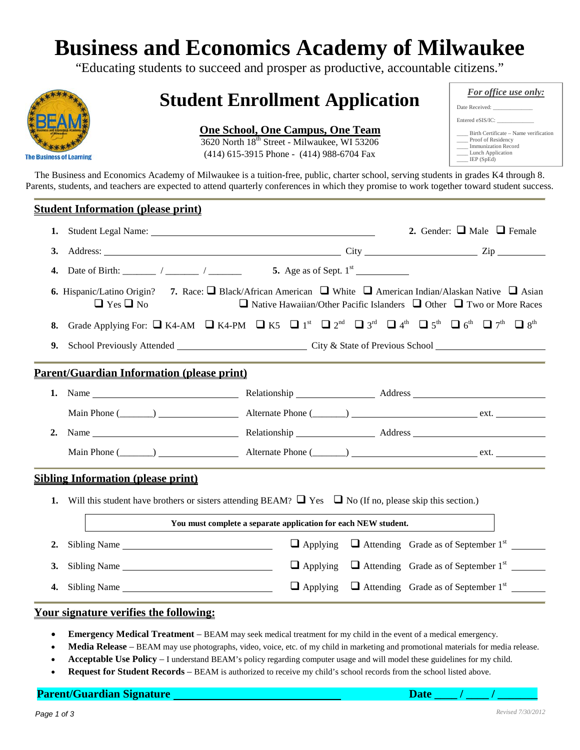# Business and Economics Academy of Milwaukee

"Educating students to succeed and prosper as productive, accountable citizens."

BEAM Business and Economics Academy of Milwaukee

The Business of Learning

## Student Enrollment Application

**One School, One Campus, One Team**

3620 North 18th Street - Milwaukee, WI 53206

(414) 615-3915 Phone - (414) 988-6704 Fax

*For office use only:*

Date Received: ____________

Entered eSIS/IC: ____________

___ Birth Certificate – Name verification
___ Proof of Residency
___ Immunization Record
___ Lunch Application
___ IEP (SpEd)

The Business and Economics Academy of Milwaukee is a tuition-free, public, charter school, serving students in grades K4 through 8. Parents, students, and teachers are expected to attend quarterly conferences in which they promise to work together toward student success.

## Student Information (please print)

1. Student Legal Name: ______________________________ 2. Gender: ❑ Male ❑ Female
3. Address: ______________________________ City ______________ Zip ________
4. Date of Birth: ______ / ______ / ______ 5. Age as of Sept. 1st __________
6. Hispanic/Latino Origin? ❑ Yes ❑ No 7. Race: ❑ Black/African American ❑ White ❑ American Indian/Alaskan Native ❑ Asian ❑ Native Hawaiian/Other Pacific Islanders ❑ Other ❑ Two or More Races
8. Grade Applying For: ❑ K4-AM ❑ K4-PM ❑ K5 ❑ 1st ❑ 2nd ❑ 3rd ❑ 4th ❑ 5th ❑ 6th ❑ 7th ❑ 8th
9. School Previously Attended ____________________ City & State of Previous School ____________________

## Parent/Guardian Information (please print)

1. Name ____________________ Relationship ____________ Address ____________________

   Main Phone (______) ____________ Alternate Phone (______) ____________ ext. ________

2. Name ____________________ Relationship ____________ Address ____________________

   Main Phone (______) ____________ Alternate Phone (______) ____________ ext. ________

## Sibling Information (please print)

1. Will this student have brothers or sisters attending BEAM? ❑ Yes ❑ No (If no, please skip this section.)

**You must complete a separate application for each NEW student.**

2. Sibling Name ____________________ ❑ Applying ❑ Attending Grade as of September 1st ______
3. Sibling Name ____________________ ❑ Applying ❑ Attending Grade as of September 1st ______
4. Sibling Name ____________________ ❑ Applying ❑ Attending Grade as of September 1st ______

## Your signature verifies the following:

- **Emergency Medical Treatment** – BEAM may seek medical treatment for my child in the event of a medical emergency.
- **Media Release** – BEAM may use photographs, video, voice, etc. of my child in marketing and promotional materials for media release.
- **Acceptable Use Policy** – I understand BEAM's policy regarding computer usage and will model these guidelines for my child.
- **Request for Student Records** – BEAM is authorized to receive my child's school records from the school listed above.

**Parent/Guardian Signature ______________________________ Date ____ / ____ / ______**

Revised 7/30/2012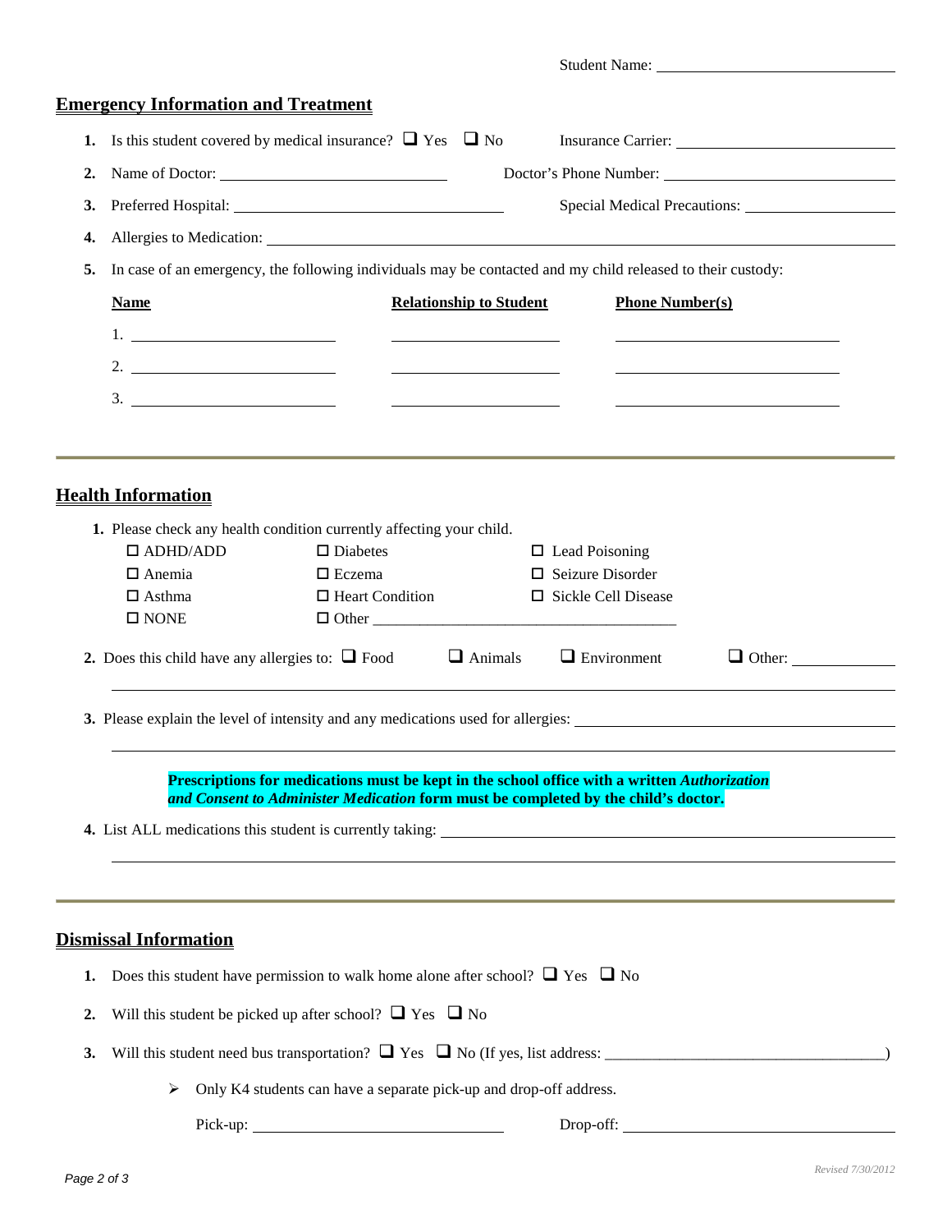Student Name: ____________________

## Emergency Information and Treatment

1. Is this student covered by medical insurance? ☐ Yes ☐ No Insurance Carrier: ____________________
2. Name of Doctor: ____________________ Doctor's Phone Number: ____________________
3. Preferred Hospital: ____________________ Special Medical Precautions: ____________________
4. Allergies to Medication: ____________________
5. In case of an emergency, the following individuals may be contacted and my child released to their custody:

| Name | Relationship to Student | Phone Number(s) |
|---|---|---|
| 1. | | |
| 2. | | |
| 3. | | |

## Health Information

1. Please check any health condition currently affecting your child.

| | | |
|---|---|---|
| ☐ ADHD/ADD | ☐ Diabetes | ☐ Lead Poisoning |
| ☐ Anemia | ☐ Eczema | ☐ Seizure Disorder |
| ☐ Asthma | ☐ Heart Condition | ☐ Sickle Cell Disease |
| ☐ NONE | ☐ Other ____________________ | |

2. Does this child have any allergies to: ☐ Food ☐ Animals ☐ Environment ☐ Other: ____________________

3. Please explain the level of intensity and any medications used for allergies: ____________________

**Prescriptions for medications must be kept in the school office with a written *Authorization and Consent to Administer Medication* form must be completed by the child's doctor.**

4. List ALL medications this student is currently taking: ____________________

## Dismissal Information

1. Does this student have permission to walk home alone after school? ☐ Yes ☐ No
2. Will this student be picked up after school? ☐ Yes ☐ No
3. Will this student need bus transportation? ☐ Yes ☐ No (If yes, list address: ____________________)
   - Only K4 students can have a separate pick-up and drop-off address.

   Pick-up: ____________________ Drop-off: ____________________

Revised 7/30/2012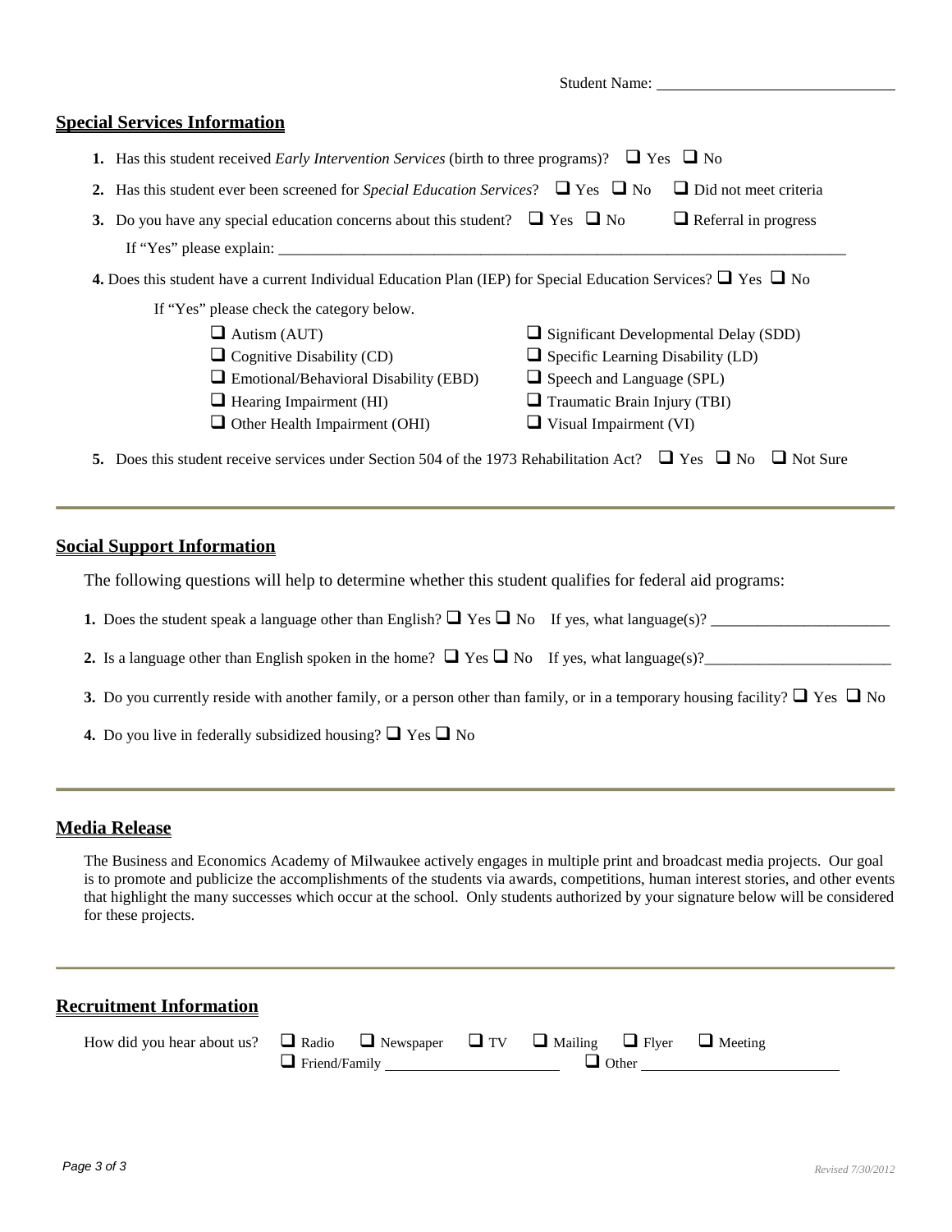Student Name: ______________________________

## Special Services Information

1. Has this student received *Early Intervention Services* (birth to three programs)? ☐ Yes ☐ No
2. Has this student ever been screened for *Special Education Services*? ☐ Yes ☐ No ☐ Did not meet criteria
3. Do you have any special education concerns about this student? ☐ Yes ☐ No ☐ Referral in progress

   If "Yes" please explain: ______________________________________________________________________________

4. Does this student have a current Individual Education Plan (IEP) for Special Education Services? ☐ Yes ☐ No

   If "Yes" please check the category below.

   - ☐ Autism (AUT)
   - ☐ Cognitive Disability (CD)
   - ☐ Emotional/Behavioral Disability (EBD)
   - ☐ Hearing Impairment (HI)
   - ☐ Other Health Impairment (OHI)
   - ☐ Significant Developmental Delay (SDD)
   - ☐ Specific Learning Disability (LD)
   - ☐ Speech and Language (SPL)
   - ☐ Traumatic Brain Injury (TBI)
   - ☐ Visual Impairment (VI)

5. Does this student receive services under Section 504 of the 1973 Rehabilitation Act? ☐ Yes ☐ No ☐ Not Sure

## Social Support Information

The following questions will help to determine whether this student qualifies for federal aid programs:

1. Does the student speak a language other than English? ☐ Yes ☐ No If yes, what language(s)? ________________________
2. Is a language other than English spoken in the home? ☐ Yes ☐ No If yes, what language(s)?_________________________
3. Do you currently reside with another family, or a person other than family, or in a temporary housing facility? ☐ Yes ☐ No
4. Do you live in federally subsidized housing? ☐ Yes ☐ No

## Media Release

The Business and Economics Academy of Milwaukee actively engages in multiple print and broadcast media projects. Our goal is to promote and publicize the accomplishments of the students via awards, competitions, human interest stories, and other events that highlight the many successes which occur at the school. Only students authorized by your signature below will be considered for these projects.

## Recruitment Information

How did you hear about us? ☐ Radio ☐ Newspaper ☐ TV ☐ Mailing ☐ Flyer ☐ Meeting
☐ Friend/Family ________________________ ☐ Other ____________________________

Revised 7/30/2012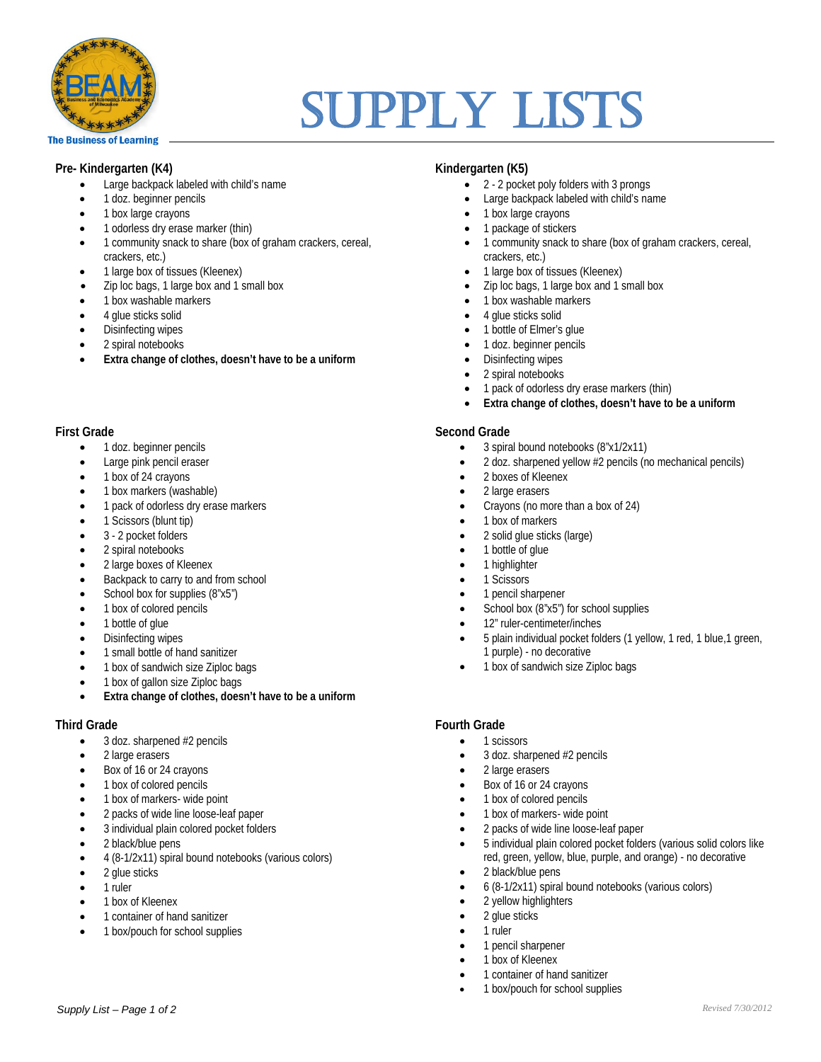The Business of Learning

# SUPPLY LISTS

## Pre- Kindergarten (K4)

- Large backpack labeled with child's name
- 1 doz. beginner pencils
- 1 box large crayons
- 1 odorless dry erase marker (thin)
- 1 community snack to share (box of graham crackers, cereal, crackers, etc.)
- 1 large box of tissues (Kleenex)
- Zip loc bags, 1 large box and 1 small box
- 1 box washable markers
- 4 glue sticks solid
- Disinfecting wipes
- 2 spiral notebooks
- **Extra change of clothes, doesn't have to be a uniform**

## Kindergarten (K5)

- 2 - 2 pocket poly folders with 3 prongs
- Large backpack labeled with child's name
- 1 box large crayons
- 1 package of stickers
- 1 community snack to share (box of graham crackers, cereal, crackers, etc.)
- 1 large box of tissues (Kleenex)
- Zip loc bags, 1 large box and 1 small box
- 1 box washable markers
- 4 glue sticks solid
- 1 bottle of Elmer's glue
- 1 doz. beginner pencils
- Disinfecting wipes
- 2 spiral notebooks
- 1 pack of odorless dry erase markers (thin)
- **Extra change of clothes, doesn't have to be a uniform**

## First Grade

- 1 doz. beginner pencils
- Large pink pencil eraser
- 1 box of 24 crayons
- 1 box markers (washable)
- 1 pack of odorless dry erase markers
- 1 Scissors (blunt tip)
- 3 - 2 pocket folders
- 2 spiral notebooks
- 2 large boxes of Kleenex
- Backpack to carry to and from school
- School box for supplies (8"x5")
- 1 box of colored pencils
- 1 bottle of glue
- Disinfecting wipes
- 1 small bottle of hand sanitizer
- 1 box of sandwich size Ziploc bags
- 1 box of gallon size Ziploc bags
- **Extra change of clothes, doesn't have to be a uniform**

## Second Grade

- 3 spiral bound notebooks (8"x1/2x11)
- 2 doz. sharpened yellow #2 pencils (no mechanical pencils)
- 2 boxes of Kleenex
- 2 large erasers
- Crayons (no more than a box of 24)
- 1 box of markers
- 2 solid glue sticks (large)
- 1 bottle of glue
- 1 highlighter
- 1 Scissors
- 1 pencil sharpener
- School box (8"x5") for school supplies
- 12" ruler-centimeter/inches
- 5 plain individual pocket folders (1 yellow, 1 red, 1 blue,1 green, 1 purple) - no decorative
- 1 box of sandwich size Ziploc bags

## Third Grade

- 3 doz. sharpened #2 pencils
- 2 large erasers
- Box of 16 or 24 crayons
- 1 box of colored pencils
- 1 box of markers- wide point
- 2 packs of wide line loose-leaf paper
- 3 individual plain colored pocket folders
- 2 black/blue pens
- 4 (8-1/2x11) spiral bound notebooks (various colors)
- 2 glue sticks
- 1 ruler
- 1 box of Kleenex
- 1 container of hand sanitizer
- 1 box/pouch for school supplies

## Fourth Grade

- 1 scissors
- 3 doz. sharpened #2 pencils
- 2 large erasers
- Box of 16 or 24 crayons
- 1 box of colored pencils
- 1 box of markers- wide point
- 2 packs of wide line loose-leaf paper
- 5 individual plain colored pocket folders (various solid colors like red, green, yellow, blue, purple, and orange) - no decorative
- 2 black/blue pens
- 6 (8-1/2x11) spiral bound notebooks (various colors)
- 2 yellow highlighters
- 2 glue sticks
- 1 ruler
- 1 pencil sharpener
- 1 box of Kleenex
- 1 container of hand sanitizer
- 1 box/pouch for school supplies

*Revised 7/30/2012*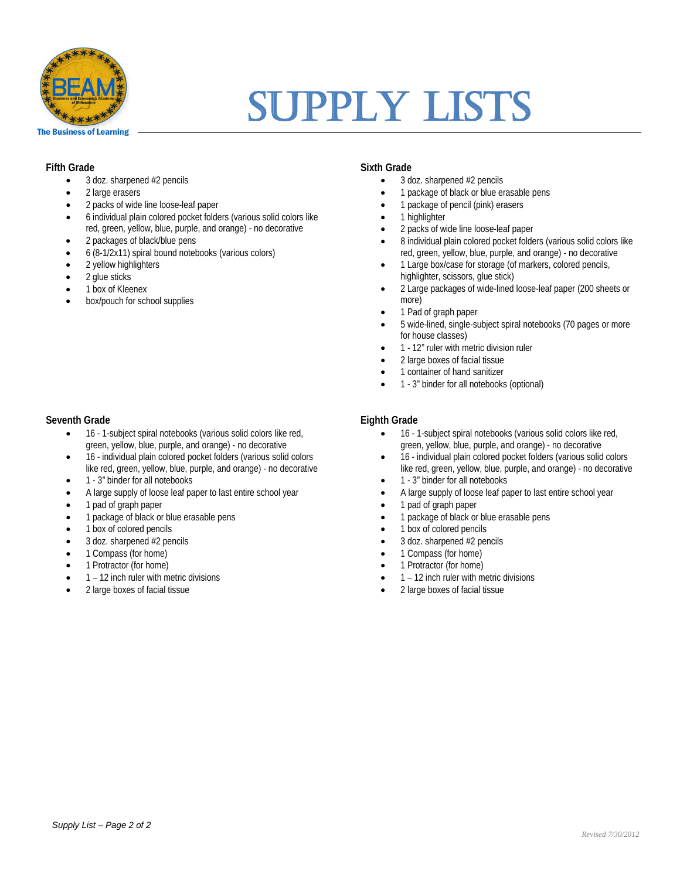The Business of Learning

# SUPPLY LISTS

### Fifth Grade

- 3 doz. sharpened #2 pencils
- 2 large erasers
- 2 packs of wide line loose-leaf paper
- 6 individual plain colored pocket folders (various solid colors like red, green, yellow, blue, purple, and orange) - no decorative
- 2 packages of black/blue pens
- 6 (8-1/2x11) spiral bound notebooks (various colors)
- 2 yellow highlighters
- 2 glue sticks
- 1 box of Kleenex
- box/pouch for school supplies

### Sixth Grade

- 3 doz. sharpened #2 pencils
- 1 package of black or blue erasable pens
- 1 package of pencil (pink) erasers
- 1 highlighter
- 2 packs of wide line loose-leaf paper
- 8 individual plain colored pocket folders (various solid colors like red, green, yellow, blue, purple, and orange) - no decorative
- 1 Large box/case for storage (of markers, colored pencils, highlighter, scissors, glue stick)
- 2 Large packages of wide-lined loose-leaf paper (200 sheets or more)
- 1 Pad of graph paper
- 5 wide-lined, single-subject spiral notebooks (70 pages or more for house classes)
- 1 - 12" ruler with metric division ruler
- 2 large boxes of facial tissue
- 1 container of hand sanitizer
- 1 - 3" binder for all notebooks (optional)

### Seventh Grade

- 16 - 1-subject spiral notebooks (various solid colors like red, green, yellow, blue, purple, and orange) - no decorative
- 16 - individual plain colored pocket folders (various solid colors like red, green, yellow, blue, purple, and orange) - no decorative
- 1 - 3" binder for all notebooks
- A large supply of loose leaf paper to last entire school year
- 1 pad of graph paper
- 1 package of black or blue erasable pens
- 1 box of colored pencils
- 3 doz. sharpened #2 pencils
- 1 Compass (for home)
- 1 Protractor (for home)
- 1 – 12 inch ruler with metric divisions
- 2 large boxes of facial tissue

### Eighth Grade

- 16 - 1-subject spiral notebooks (various solid colors like red, green, yellow, blue, purple, and orange) - no decorative
- 16 - individual plain colored pocket folders (various solid colors like red, green, yellow, blue, purple, and orange) - no decorative
- 1 - 3" binder for all notebooks
- A large supply of loose leaf paper to last entire school year
- 1 pad of graph paper
- 1 package of black or blue erasable pens
- 1 box of colored pencils
- 3 doz. sharpened #2 pencils
- 1 Compass (for home)
- 1 Protractor (for home)
- 1 – 12 inch ruler with metric divisions
- 2 large boxes of facial tissue

*Revised 7/30/2012*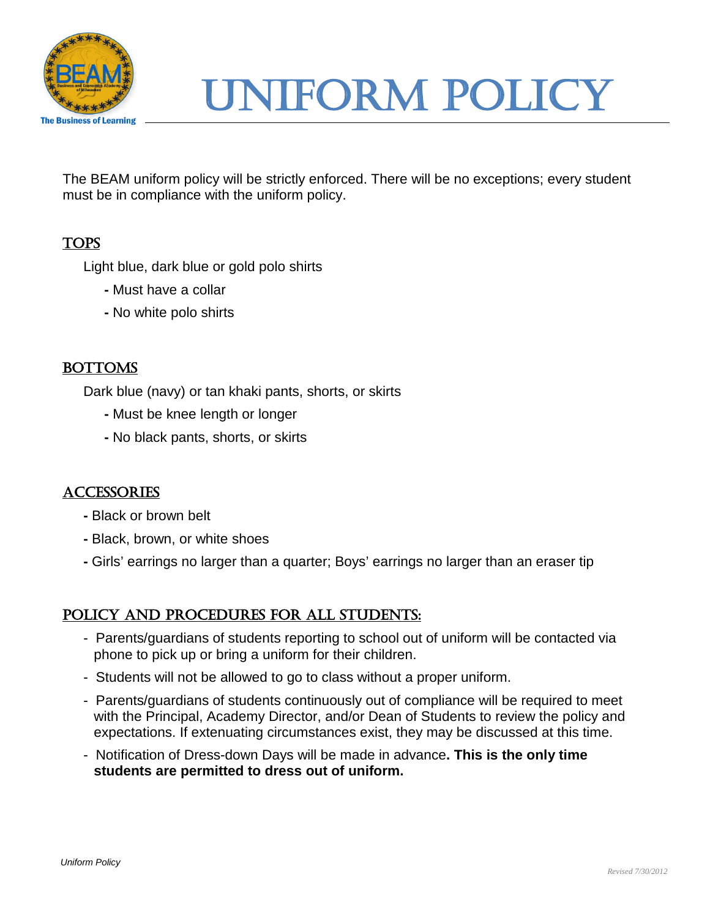BEAM

Business and Economics Academy of Milwaukee

The Business of Learning

# UNIFORM POLICY

The BEAM uniform policy will be strictly enforced. There will be no exceptions; every student must be in compliance with the uniform policy.

## TOPS

Light blue, dark blue or gold polo shirts

- Must have a collar
- No white polo shirts

## BOTTOMS

Dark blue (navy) or tan khaki pants, shorts, or skirts

- Must be knee length or longer
- No black pants, shorts, or skirts

## ACCESSORIES

- Black or brown belt
- Black, brown, or white shoes
- Girls' earrings no larger than a quarter; Boys' earrings no larger than an eraser tip

## POLICY AND PROCEDURES FOR ALL STUDENTS:

- Parents/guardians of students reporting to school out of uniform will be contacted via phone to pick up or bring a uniform for their children.
- Students will not be allowed to go to class without a proper uniform.
- Parents/guardians of students continuously out of compliance will be required to meet with the Principal, Academy Director, and/or Dean of Students to review the policy and expectations. If extenuating circumstances exist, they may be discussed at this time.
- Notification of Dress-down Days will be made in advance**. This is the only time students are permitted to dress out of uniform.**

*Uniform Policy*

*Revised 7/30/2012*